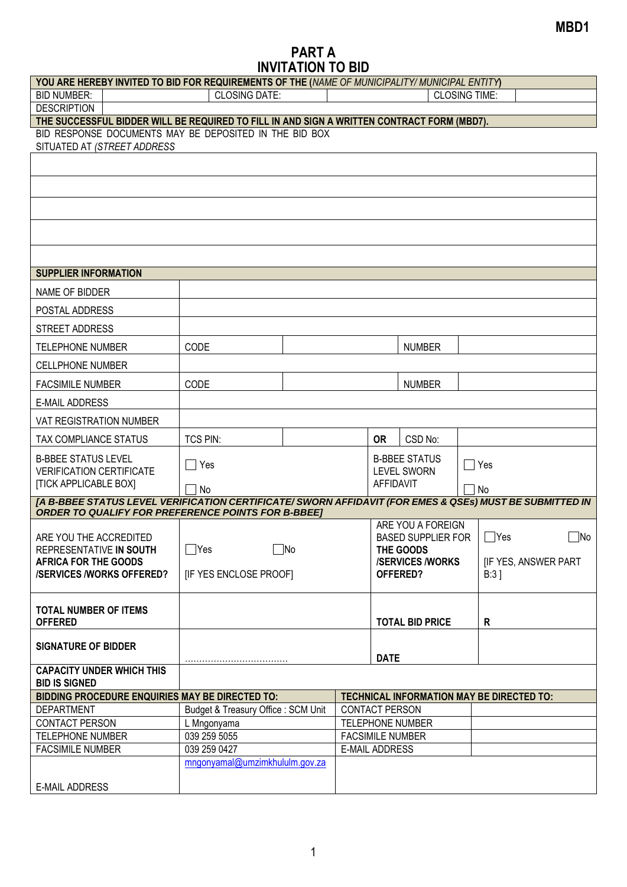MBD1

# PART A
# INVITATION TO BID

| YOU ARE HEREBY INVITED TO BID FOR REQUIREMENTS OF THE (*NAME OF MUNICIPALITY/ MUNICIPAL ENTITY*) | | | | | |
|---|---|---|---|---|---|
| BID NUMBER: | | CLOSING DATE: | | CLOSING TIME: | |
| DESCRIPTION | | | | | |
| **THE SUCCESSFUL BIDDER WILL BE REQUIRED TO FILL IN AND SIGN A WRITTEN CONTRACT FORM (MBD7).** | | | | | |

BID RESPONSE DOCUMENTS MAY BE DEPOSITED IN THE BID BOX
SITUATED AT (*STREET ADDRESS*

| **SUPPLIER INFORMATION** | | | | | |
|---|---|---|---|---|---|
| NAME OF BIDDER | | | | | |
| POSTAL ADDRESS | | | | | |
| STREET ADDRESS | | | | | |
| TELEPHONE NUMBER | CODE | | | NUMBER | |
| CELLPHONE NUMBER | | | | | |
| FACSIMILE NUMBER | CODE | | | NUMBER | |
| E-MAIL ADDRESS | | | | | |
| VAT REGISTRATION NUMBER | | | | | |
| TAX COMPLIANCE STATUS | TCS PIN: | | **OR** | CSD No: | |
| B-BBEE STATUS LEVEL VERIFICATION CERTIFICATE [TICK APPLICABLE BOX] | ☐ Yes ☐ No | | B-BBEE STATUS LEVEL SWORN AFFIDAVIT | | ☐ Yes ☐ No |
| ***[A B-BBEE STATUS LEVEL VERIFICATION CERTIFICATE/ SWORN AFFIDAVIT (FOR EMES & QSEs) MUST BE SUBMITTED IN ORDER TO QUALIFY FOR PREFERENCE POINTS FOR B-BBEE]*** | | | | | |
| ARE YOU THE ACCREDITED REPRESENTATIVE **IN SOUTH AFRICA FOR THE GOODS /SERVICES /WORKS OFFERED?** | ☐Yes ☐No [IF YES ENCLOSE PROOF] | | ARE YOU A FOREIGN BASED SUPPLIER FOR **THE GOODS /SERVICES /WORKS OFFERED?** | | ☐Yes ☐No [IF YES, ANSWER PART B:3 ] |
| **TOTAL NUMBER OF ITEMS OFFERED** | | | **TOTAL BID PRICE** | | **R** |
| **SIGNATURE OF BIDDER** | ……………………………… | | **DATE** | | |
| **CAPACITY UNDER WHICH THIS BID IS SIGNED** | | | | | |

| **BIDDING PROCEDURE ENQUIRIES MAY BE DIRECTED TO:** | | **TECHNICAL INFORMATION MAY BE DIRECTED TO:** | |
|---|---|---|---|
| DEPARTMENT | Budget & Treasury Office : SCM Unit | CONTACT PERSON | |
| CONTACT PERSON | L Mngonyama | TELEPHONE NUMBER | |
| TELEPHONE NUMBER | 039 259 5055 | FACSIMILE NUMBER | |
| FACSIMILE NUMBER | 039 259 0427 | E-MAIL ADDRESS | |
| E-MAIL ADDRESS | mngonyamal@umzimkhululm.gov.za | | |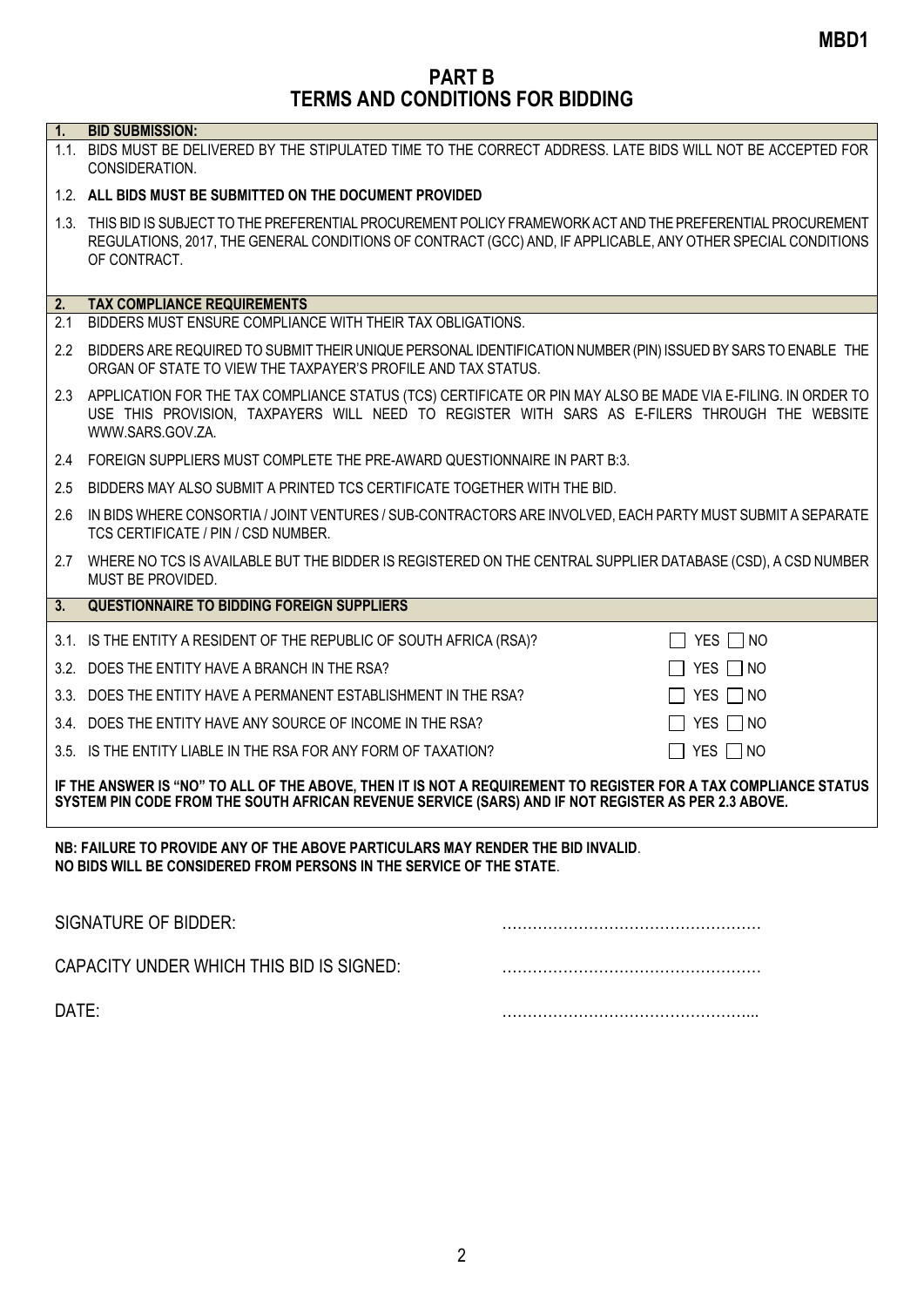MBD1

# PART B
# TERMS AND CONDITIONS FOR BIDDING

## 1. BID SUBMISSION:

1.1. BIDS MUST BE DELIVERED BY THE STIPULATED TIME TO THE CORRECT ADDRESS. LATE BIDS WILL NOT BE ACCEPTED FOR CONSIDERATION.

1.2. **ALL BIDS MUST BE SUBMITTED ON THE DOCUMENT PROVIDED**

1.3. THIS BID IS SUBJECT TO THE PREFERENTIAL PROCUREMENT POLICY FRAMEWORK ACT AND THE PREFERENTIAL PROCUREMENT REGULATIONS, 2017, THE GENERAL CONDITIONS OF CONTRACT (GCC) AND, IF APPLICABLE, ANY OTHER SPECIAL CONDITIONS OF CONTRACT.

## 2. TAX COMPLIANCE REQUIREMENTS

2.1 BIDDERS MUST ENSURE COMPLIANCE WITH THEIR TAX OBLIGATIONS.

2.2 BIDDERS ARE REQUIRED TO SUBMIT THEIR UNIQUE PERSONAL IDENTIFICATION NUMBER (PIN) ISSUED BY SARS TO ENABLE THE ORGAN OF STATE TO VIEW THE TAXPAYER'S PROFILE AND TAX STATUS.

2.3 APPLICATION FOR THE TAX COMPLIANCE STATUS (TCS) CERTIFICATE OR PIN MAY ALSO BE MADE VIA E-FILING. IN ORDER TO USE THIS PROVISION, TAXPAYERS WILL NEED TO REGISTER WITH SARS AS E-FILERS THROUGH THE WEBSITE WWW.SARS.GOV.ZA.

2.4 FOREIGN SUPPLIERS MUST COMPLETE THE PRE-AWARD QUESTIONNAIRE IN PART B:3.

2.5 BIDDERS MAY ALSO SUBMIT A PRINTED TCS CERTIFICATE TOGETHER WITH THE BID.

2.6 IN BIDS WHERE CONSORTIA / JOINT VENTURES / SUB-CONTRACTORS ARE INVOLVED, EACH PARTY MUST SUBMIT A SEPARATE TCS CERTIFICATE / PIN / CSD NUMBER.

2.7 WHERE NO TCS IS AVAILABLE BUT THE BIDDER IS REGISTERED ON THE CENTRAL SUPPLIER DATABASE (CSD), A CSD NUMBER MUST BE PROVIDED.

## 3. QUESTIONNAIRE TO BIDDING FOREIGN SUPPLIERS

| | |
|---|---|
| 3.1. IS THE ENTITY A RESIDENT OF THE REPUBLIC OF SOUTH AFRICA (RSA)? | ☐ YES ☐ NO |
| 3.2. DOES THE ENTITY HAVE A BRANCH IN THE RSA? | ☐ YES ☐ NO |
| 3.3. DOES THE ENTITY HAVE A PERMANENT ESTABLISHMENT IN THE RSA? | ☐ YES ☐ NO |
| 3.4. DOES THE ENTITY HAVE ANY SOURCE OF INCOME IN THE RSA? | ☐ YES ☐ NO |
| 3.5. IS THE ENTITY LIABLE IN THE RSA FOR ANY FORM OF TAXATION? | ☐ YES ☐ NO |

**IF THE ANSWER IS "NO" TO ALL OF THE ABOVE, THEN IT IS NOT A REQUIREMENT TO REGISTER FOR A TAX COMPLIANCE STATUS SYSTEM PIN CODE FROM THE SOUTH AFRICAN REVENUE SERVICE (SARS) AND IF NOT REGISTER AS PER 2.3 ABOVE.**

**NB: FAILURE TO PROVIDE ANY OF THE ABOVE PARTICULARS MAY RENDER THE BID INVALID.**
**NO BIDS WILL BE CONSIDERED FROM PERSONS IN THE SERVICE OF THE STATE.**

SIGNATURE OF BIDDER: ……………………………………………

CAPACITY UNDER WHICH THIS BID IS SIGNED: ……………………………………………

DATE: …………………………………………...